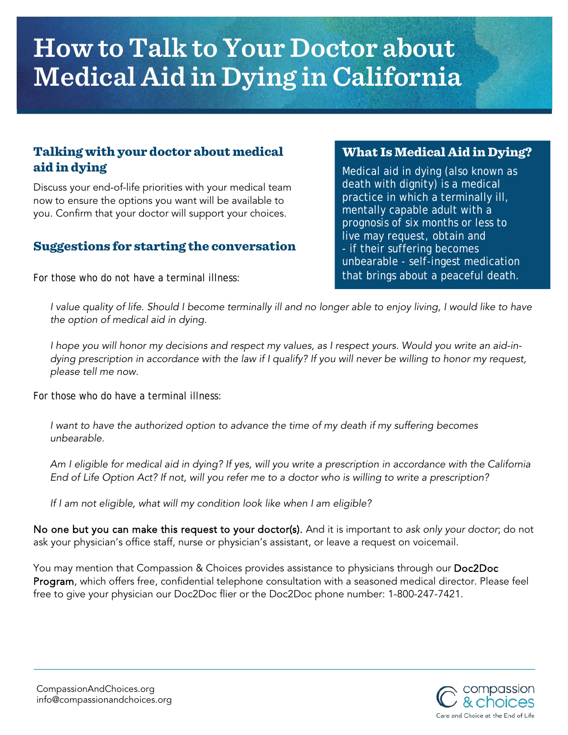# How to Talk to Your Doctor about Medical Aid in Dying in California

## Talking with your doctor about medical aid in dying

Discuss your end-of-life priorities with your medical team now to ensure the options you want will be available to you. Confirm that your doctor will support your choices.

## What Is Medical Aid in Dying?

Medical aid in dying (also known as death with dignity) is a medical practice in which a terminally ill, mentally capable adult with a prognosis of six months or less to live may request, obtain and - if their suffering becomes unbearable - self-ingest medication that brings about a peaceful death.

## Suggestions for starting the conversation

For those who do not have a terminal illness:

> *I value quality of life. Should I become terminally ill and no longer able to enjoy living, I would like to have the option of medical aid in dying.*
>
> *I hope you will honor my decisions and respect my values, as I respect yours. Would you write an aid-in-dying prescription in accordance with the law if I qualify? If you will never be willing to honor my request, please tell me now.*

For those who do have a terminal illness:

> *I want to have the authorized option to advance the time of my death if my suffering becomes unbearable.*
>
> *Am I eligible for medical aid in dying? If yes, will you write a prescription in accordance with the California End of Life Option Act? If not, will you refer me to a doctor who is willing to write a prescription?*
>
> *If I am not eligible, what will my condition look like when I am eligible?*

**No one but you can make this request to your doctor(s).** And it is important to *ask only your doctor*; do not ask your physician's office staff, nurse or physician's assistant, or leave a request on voicemail.

You may mention that Compassion & Choices provides assistance to physicians through our **Doc2Doc Program**, which offers free, confidential telephone consultation with a seasoned medical director. Please feel free to give your physician our Doc2Doc flier or the Doc2Doc phone number: 1-800-247-7421.

CompassionAndChoices.org
info@compassionandchoices.org

compassion & choices
Care and Choice at the End of Life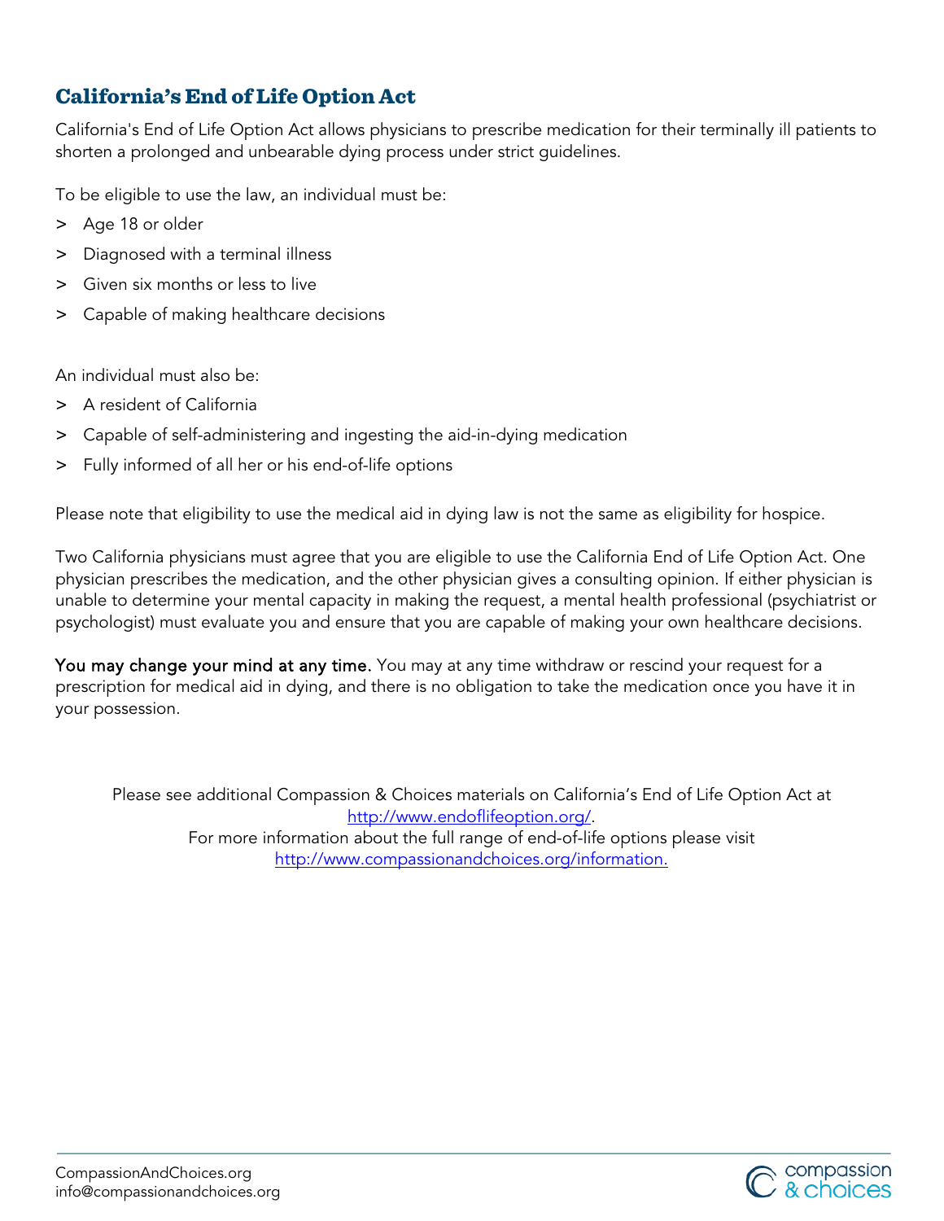## California's End of Life Option Act

California's End of Life Option Act allows physicians to prescribe medication for their terminally ill patients to shorten a prolonged and unbearable dying process under strict guidelines.

To be eligible to use the law, an individual must be:

- Age 18 or older
- Diagnosed with a terminal illness
- Given six months or less to live
- Capable of making healthcare decisions

An individual must also be:

- A resident of California
- Capable of self-administering and ingesting the aid-in-dying medication
- Fully informed of all her or his end-of-life options

Please note that eligibility to use the medical aid in dying law is not the same as eligibility for hospice.

Two California physicians must agree that you are eligible to use the California End of Life Option Act. One physician prescribes the medication, and the other physician gives a consulting opinion. If either physician is unable to determine your mental capacity in making the request, a mental health professional (psychiatrist or psychologist) must evaluate you and ensure that you are capable of making your own healthcare decisions.

**You may change your mind at any time.** You may at any time withdraw or rescind your request for a prescription for medical aid in dying, and there is no obligation to take the medication once you have it in your possession.

Please see additional Compassion & Choices materials on California's End of Life Option Act at http://www.endoflifeoption.org/.
For more information about the full range of end-of-life options please visit http://www.compassionandchoices.org/information.

CompassionAndChoices.org
info@compassionandchoices.org

compassion & choices